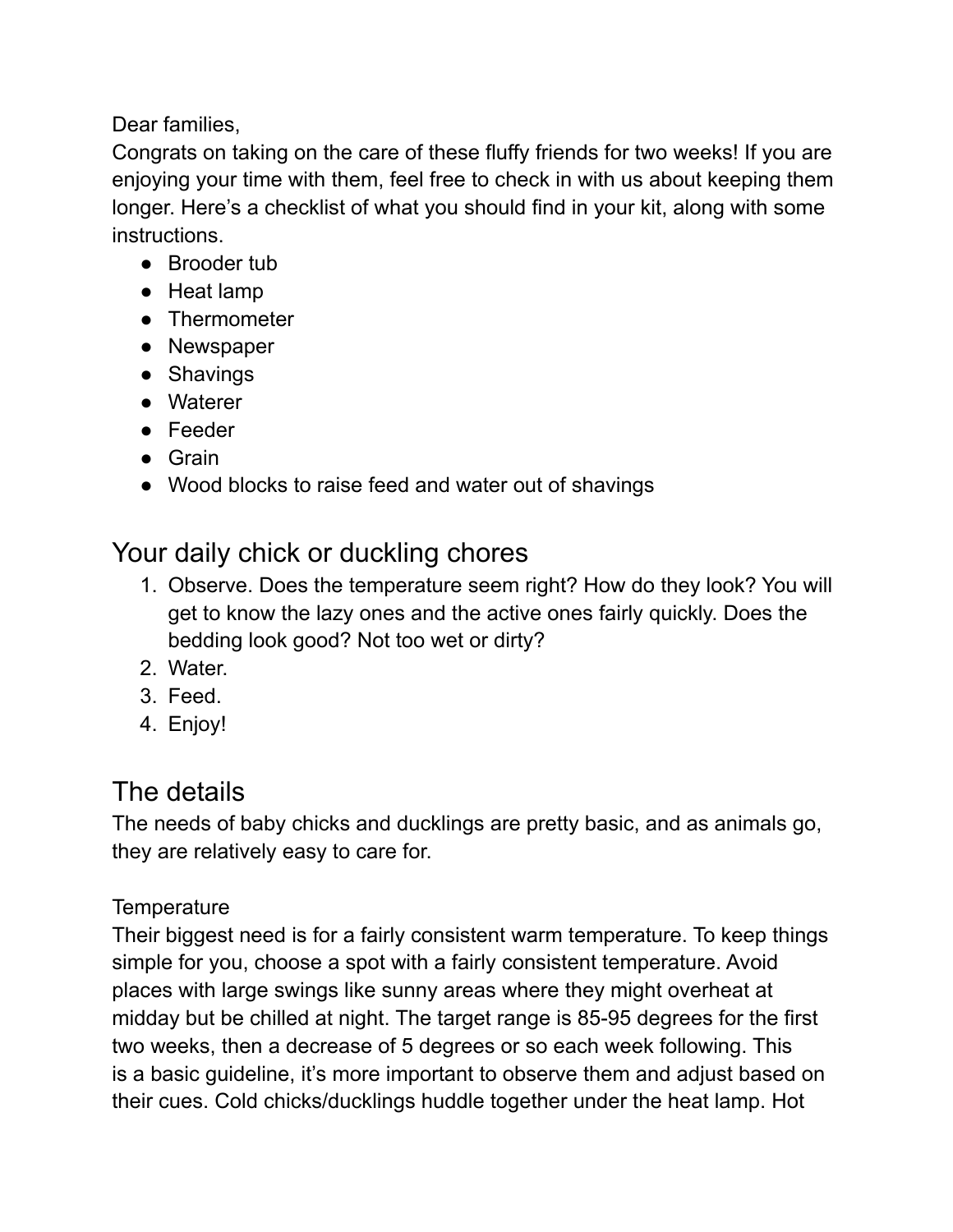Dear families,
Congrats on taking on the care of these fluffy friends for two weeks! If you are enjoying your time with them, feel free to check in with us about keeping them longer. Here's a checklist of what you should find in your kit, along with some instructions.

- Brooder tub
- Heat lamp
- Thermometer
- Newspaper
- Shavings
- Waterer
- Feeder
- Grain
- Wood blocks to raise feed and water out of shavings

## Your daily chick or duckling chores

1. Observe. Does the temperature seem right? How do they look? You will get to know the lazy ones and the active ones fairly quickly. Does the bedding look good? Not too wet or dirty?
2. Water.
3. Feed.
4. Enjoy!

## The details

The needs of baby chicks and ducklings are pretty basic, and as animals go, they are relatively easy to care for.

### Temperature

Their biggest need is for a fairly consistent warm temperature. To keep things simple for you, choose a spot with a fairly consistent temperature. Avoid places with large swings like sunny areas where they might overheat at midday but be chilled at night. The target range is 85-95 degrees for the first two weeks, then a decrease of 5 degrees or so each week following. This is a basic guideline, it's more important to observe them and adjust based on their cues. Cold chicks/ducklings huddle together under the heat lamp. Hot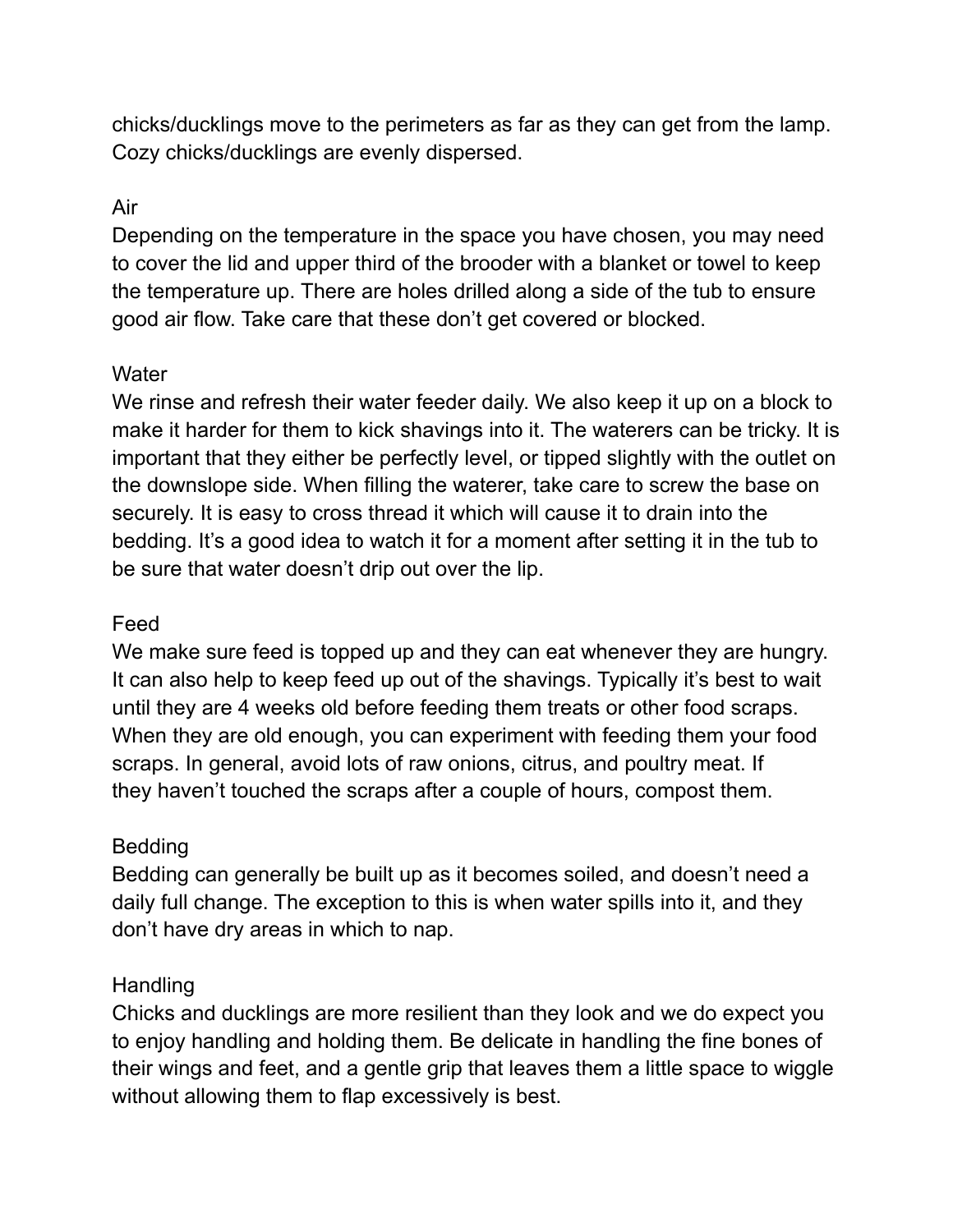chicks/ducklings move to the perimeters as far as they can get from the lamp. Cozy chicks/ducklings are evenly dispersed.

## Air

Depending on the temperature in the space you have chosen, you may need to cover the lid and upper third of the brooder with a blanket or towel to keep the temperature up. There are holes drilled along a side of the tub to ensure good air flow. Take care that these don't get covered or blocked.

## Water

We rinse and refresh their water feeder daily. We also keep it up on a block to make it harder for them to kick shavings into it. The waterers can be tricky. It is important that they either be perfectly level, or tipped slightly with the outlet on the downslope side. When filling the waterer, take care to screw the base on securely. It is easy to cross thread it which will cause it to drain into the bedding. It's a good idea to watch it for a moment after setting it in the tub to be sure that water doesn't drip out over the lip.

## Feed

We make sure feed is topped up and they can eat whenever they are hungry. It can also help to keep feed up out of the shavings. Typically it's best to wait until they are 4 weeks old before feeding them treats or other food scraps. When they are old enough, you can experiment with feeding them your food scraps. In general, avoid lots of raw onions, citrus, and poultry meat. If they haven't touched the scraps after a couple of hours, compost them.

## Bedding

Bedding can generally be built up as it becomes soiled, and doesn't need a daily full change. The exception to this is when water spills into it, and they don't have dry areas in which to nap.

## Handling

Chicks and ducklings are more resilient than they look and we do expect you to enjoy handling and holding them. Be delicate in handling the fine bones of their wings and feet, and a gentle grip that leaves them a little space to wiggle without allowing them to flap excessively is best.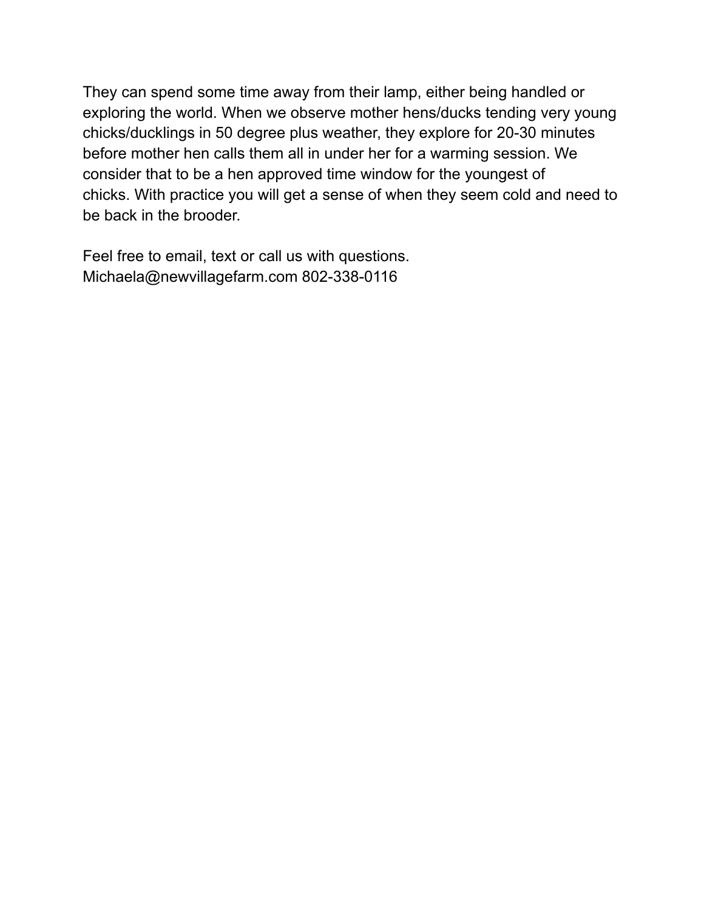They can spend some time away from their lamp, either being handled or exploring the world. When we observe mother hens/ducks tending very young chicks/ducklings in 50 degree plus weather, they explore for 20-30 minutes before mother hen calls them all in under her for a warming session. We consider that to be a hen approved time window for the youngest of chicks. With practice you will get a sense of when they seem cold and need to be back in the brooder.

Feel free to email, text or call us with questions.
Michaela@newvillagefarm.com 802-338-0116